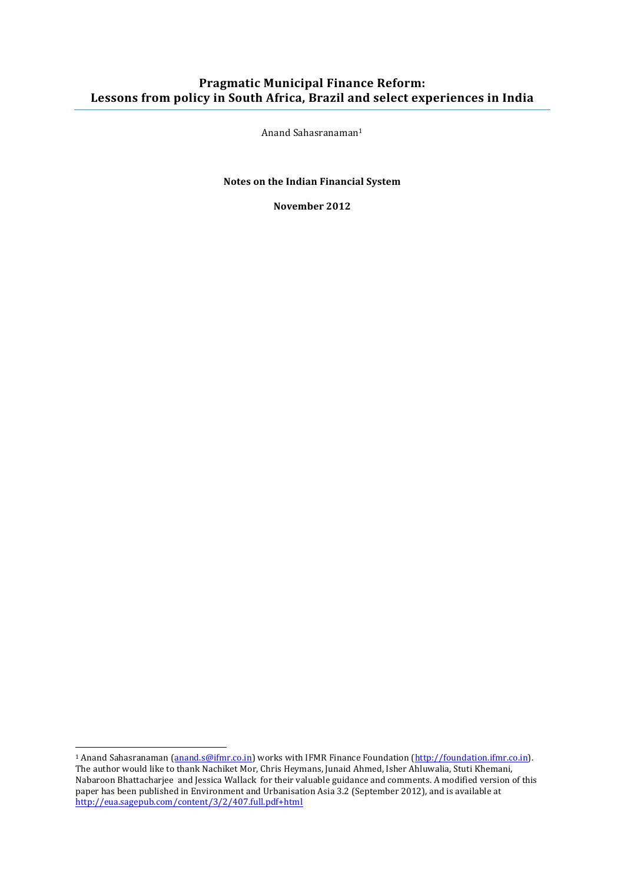# Pragmatic Municipal Finance Reform: Lessons from policy in South Africa, Brazil and select experiences in India

Anand Sahasranaman[1]

**Notes on the Indian Financial System**

**November 2012**

---

[1] Anand Sahasranaman (anand.s@ifmr.co.in) works with IFMR Finance Foundation (http://foundation.ifmr.co.in). The author would like to thank Nachiket Mor, Chris Heymans, Junaid Ahmed, Isher Ahluwalia, Stuti Khemani, Nabaroon Bhattacharjee and Jessica Wallack for their valuable guidance and comments. A modified version of this paper has been published in Environment and Urbanisation Asia 3.2 (September 2012), and is available at http://eua.sagepub.com/content/3/2/407.full.pdf+html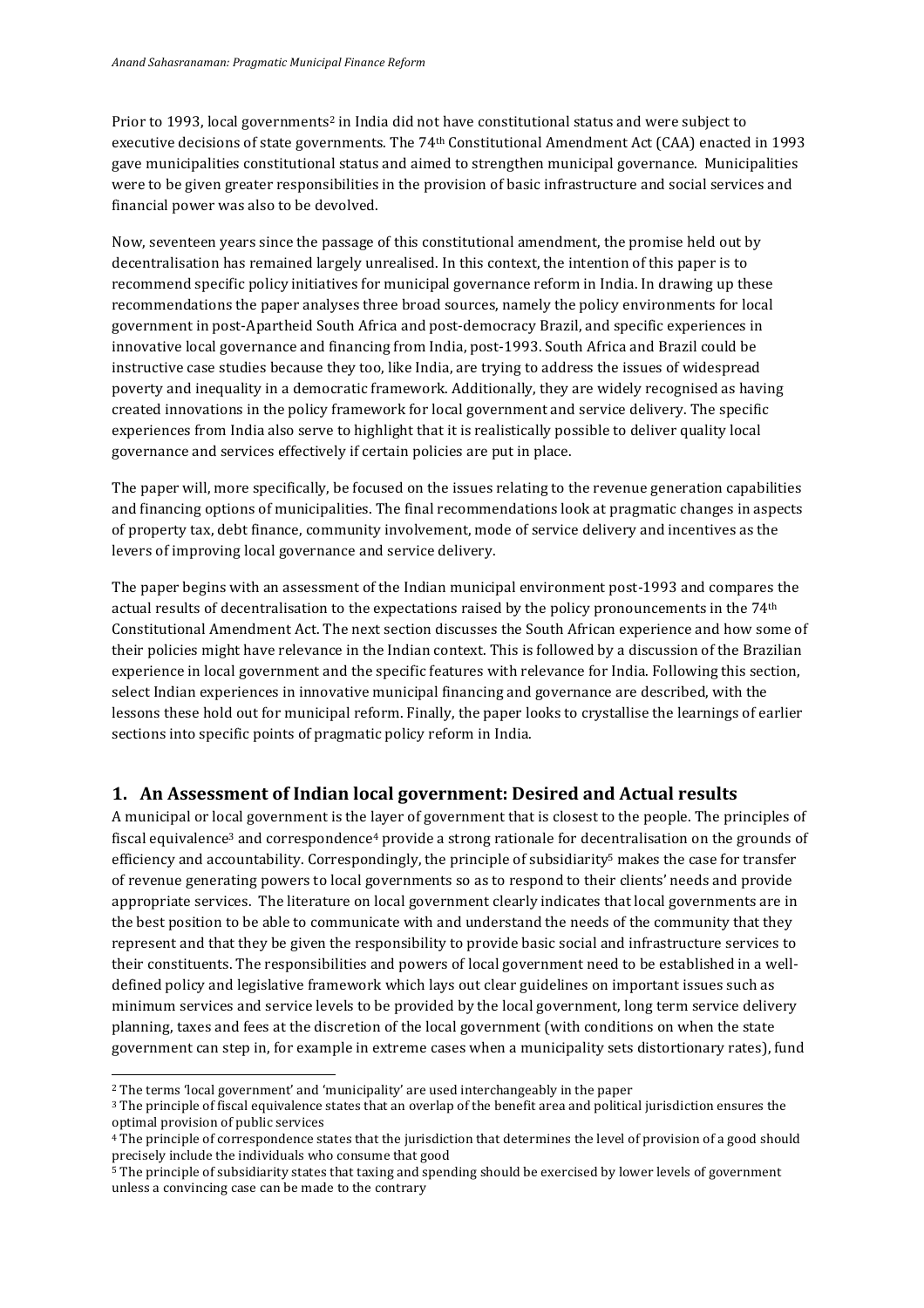Prior to 1993, local governments[2] in India did not have constitutional status and were subject to executive decisions of state governments. The 74th Constitutional Amendment Act (CAA) enacted in 1993 gave municipalities constitutional status and aimed to strengthen municipal governance. Municipalities were to be given greater responsibilities in the provision of basic infrastructure and social services and financial power was also to be devolved.

Now, seventeen years since the passage of this constitutional amendment, the promise held out by decentralisation has remained largely unrealised. In this context, the intention of this paper is to recommend specific policy initiatives for municipal governance reform in India. In drawing up these recommendations the paper analyses three broad sources, namely the policy environments for local government in post-Apartheid South Africa and post-democracy Brazil, and specific experiences in innovative local governance and financing from India, post-1993. South Africa and Brazil could be instructive case studies because they too, like India, are trying to address the issues of widespread poverty and inequality in a democratic framework. Additionally, they are widely recognised as having created innovations in the policy framework for local government and service delivery. The specific experiences from India also serve to highlight that it is realistically possible to deliver quality local governance and services effectively if certain policies are put in place.

The paper will, more specifically, be focused on the issues relating to the revenue generation capabilities and financing options of municipalities. The final recommendations look at pragmatic changes in aspects of property tax, debt finance, community involvement, mode of service delivery and incentives as the levers of improving local governance and service delivery.

The paper begins with an assessment of the Indian municipal environment post-1993 and compares the actual results of decentralisation to the expectations raised by the policy pronouncements in the 74th Constitutional Amendment Act. The next section discusses the South African experience and how some of their policies might have relevance in the Indian context. This is followed by a discussion of the Brazilian experience in local government and the specific features with relevance for India. Following this section, select Indian experiences in innovative municipal financing and governance are described, with the lessons these hold out for municipal reform. Finally, the paper looks to crystallise the learnings of earlier sections into specific points of pragmatic policy reform in India.

## 1. An Assessment of Indian local government: Desired and Actual results

A municipal or local government is the layer of government that is closest to the people. The principles of fiscal equivalence[3] and correspondence[4] provide a strong rationale for decentralisation on the grounds of efficiency and accountability. Correspondingly, the principle of subsidiarity[5] makes the case for transfer of revenue generating powers to local governments so as to respond to their clients' needs and provide appropriate services. The literature on local government clearly indicates that local governments are in the best position to be able to communicate with and understand the needs of the community that they represent and that they be given the responsibility to provide basic social and infrastructure services to their constituents. The responsibilities and powers of local government need to be established in a well-defined policy and legislative framework which lays out clear guidelines on important issues such as minimum services and service levels to be provided by the local government, long term service delivery planning, taxes and fees at the discretion of the local government (with conditions on when the state government can step in, for example in extreme cases when a municipality sets distortionary rates), fund

---

[2] The terms 'local government' and 'municipality' are used interchangeably in the paper

[3] The principle of fiscal equivalence states that an overlap of the benefit area and political jurisdiction ensures the optimal provision of public services

[4] The principle of correspondence states that the jurisdiction that determines the level of provision of a good should precisely include the individuals who consume that good

[5] The principle of subsidiarity states that taxing and spending should be exercised by lower levels of government unless a convincing case can be made to the contrary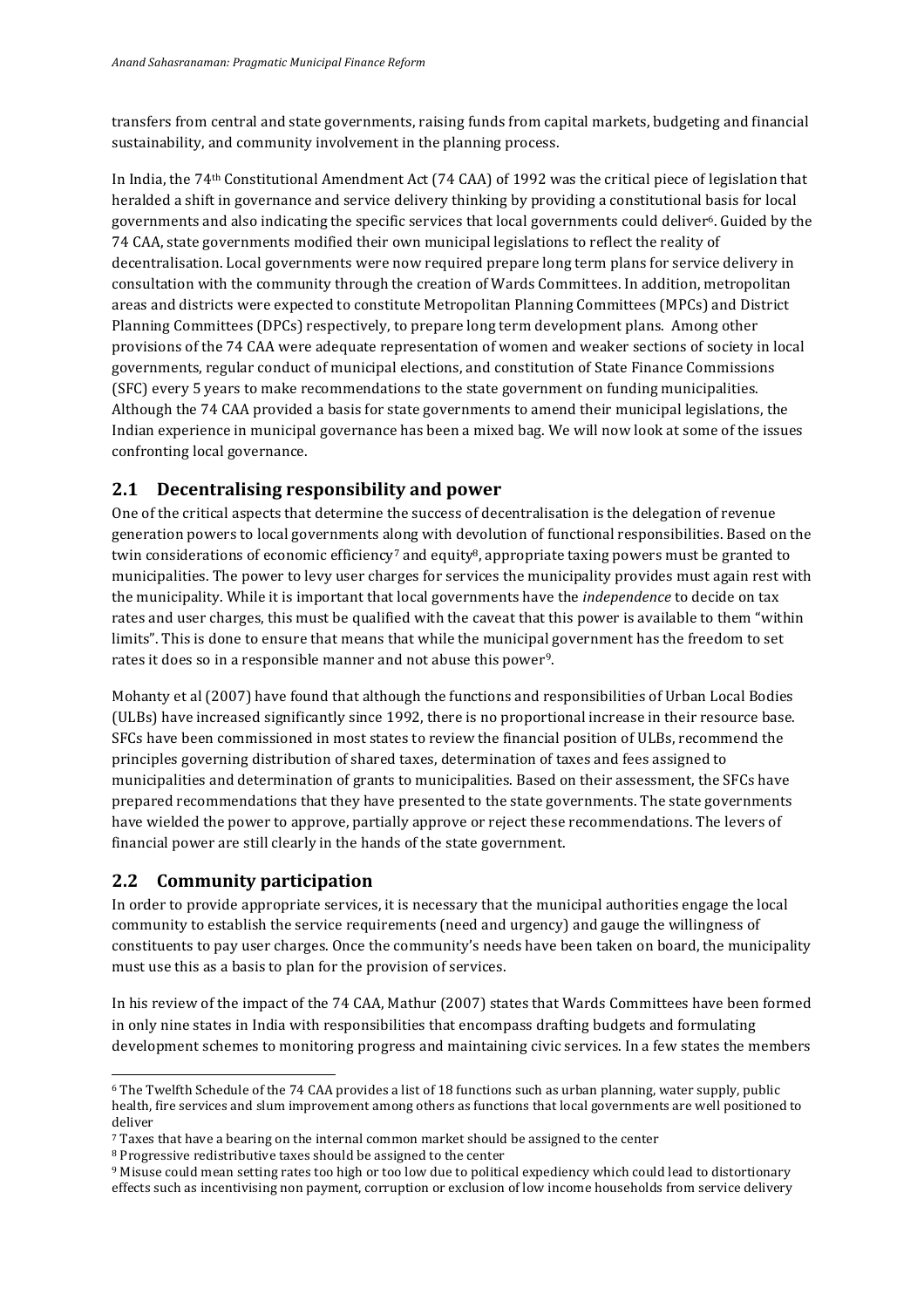transfers from central and state governments, raising funds from capital markets, budgeting and financial sustainability, and community involvement in the planning process.

In India, the 74th Constitutional Amendment Act (74 CAA) of 1992 was the critical piece of legislation that heralded a shift in governance and service delivery thinking by providing a constitutional basis for local governments and also indicating the specific services that local governments could deliver[6]. Guided by the 74 CAA, state governments modified their own municipal legislations to reflect the reality of decentralisation. Local governments were now required prepare long term plans for service delivery in consultation with the community through the creation of Wards Committees. In addition, metropolitan areas and districts were expected to constitute Metropolitan Planning Committees (MPCs) and District Planning Committees (DPCs) respectively, to prepare long term development plans. Among other provisions of the 74 CAA were adequate representation of women and weaker sections of society in local governments, regular conduct of municipal elections, and constitution of State Finance Commissions (SFC) every 5 years to make recommendations to the state government on funding municipalities. Although the 74 CAA provided a basis for state governments to amend their municipal legislations, the Indian experience in municipal governance has been a mixed bag. We will now look at some of the issues confronting local governance.

## 2.1 Decentralising responsibility and power

One of the critical aspects that determine the success of decentralisation is the delegation of revenue generation powers to local governments along with devolution of functional responsibilities. Based on the twin considerations of economic efficiency[7] and equity[8], appropriate taxing powers must be granted to municipalities. The power to levy user charges for services the municipality provides must again rest with the municipality. While it is important that local governments have the *independence* to decide on tax rates and user charges, this must be qualified with the caveat that this power is available to them "within limits". This is done to ensure that means that while the municipal government has the freedom to set rates it does so in a responsible manner and not abuse this power[9].

Mohanty et al (2007) have found that although the functions and responsibilities of Urban Local Bodies (ULBs) have increased significantly since 1992, there is no proportional increase in their resource base. SFCs have been commissioned in most states to review the financial position of ULBs, recommend the principles governing distribution of shared taxes, determination of taxes and fees assigned to municipalities and determination of grants to municipalities. Based on their assessment, the SFCs have prepared recommendations that they have presented to the state governments. The state governments have wielded the power to approve, partially approve or reject these recommendations. The levers of financial power are still clearly in the hands of the state government.

## 2.2 Community participation

In order to provide appropriate services, it is necessary that the municipal authorities engage the local community to establish the service requirements (need and urgency) and gauge the willingness of constituents to pay user charges. Once the community's needs have been taken on board, the municipality must use this as a basis to plan for the provision of services.

In his review of the impact of the 74 CAA, Mathur (2007) states that Wards Committees have been formed in only nine states in India with responsibilities that encompass drafting budgets and formulating development schemes to monitoring progress and maintaining civic services. In a few states the members

---

[6] The Twelfth Schedule of the 74 CAA provides a list of 18 functions such as urban planning, water supply, public health, fire services and slum improvement among others as functions that local governments are well positioned to deliver

[7] Taxes that have a bearing on the internal common market should be assigned to the center

[8] Progressive redistributive taxes should be assigned to the center

[9] Misuse could mean setting rates too high or too low due to political expediency which could lead to distortionary effects such as incentivising non payment, corruption or exclusion of low income households from service delivery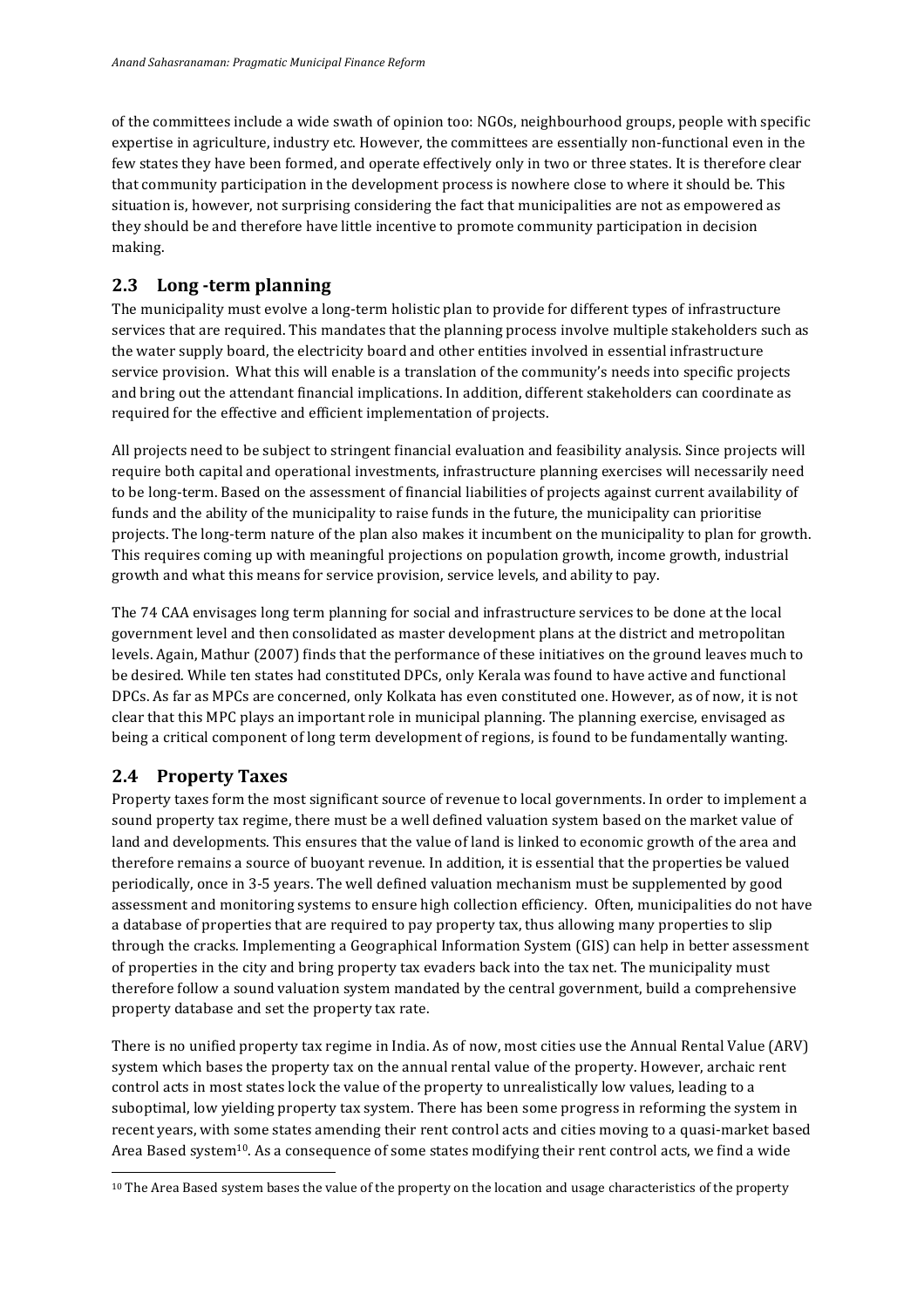of the committees include a wide swath of opinion too: NGOs, neighbourhood groups, people with specific expertise in agriculture, industry etc. However, the committees are essentially non-functional even in the few states they have been formed, and operate effectively only in two or three states. It is therefore clear that community participation in the development process is nowhere close to where it should be. This situation is, however, not surprising considering the fact that municipalities are not as empowered as they should be and therefore have little incentive to promote community participation in decision making.

## 2.3 Long -term planning

The municipality must evolve a long-term holistic plan to provide for different types of infrastructure services that are required. This mandates that the planning process involve multiple stakeholders such as the water supply board, the electricity board and other entities involved in essential infrastructure service provision. What this will enable is a translation of the community's needs into specific projects and bring out the attendant financial implications. In addition, different stakeholders can coordinate as required for the effective and efficient implementation of projects.

All projects need to be subject to stringent financial evaluation and feasibility analysis. Since projects will require both capital and operational investments, infrastructure planning exercises will necessarily need to be long-term. Based on the assessment of financial liabilities of projects against current availability of funds and the ability of the municipality to raise funds in the future, the municipality can prioritise projects. The long-term nature of the plan also makes it incumbent on the municipality to plan for growth. This requires coming up with meaningful projections on population growth, income growth, industrial growth and what this means for service provision, service levels, and ability to pay.

The 74 CAA envisages long term planning for social and infrastructure services to be done at the local government level and then consolidated as master development plans at the district and metropolitan levels. Again, Mathur (2007) finds that the performance of these initiatives on the ground leaves much to be desired. While ten states had constituted DPCs, only Kerala was found to have active and functional DPCs. As far as MPCs are concerned, only Kolkata has even constituted one. However, as of now, it is not clear that this MPC plays an important role in municipal planning. The planning exercise, envisaged as being a critical component of long term development of regions, is found to be fundamentally wanting.

## 2.4 Property Taxes

Property taxes form the most significant source of revenue to local governments. In order to implement a sound property tax regime, there must be a well defined valuation system based on the market value of land and developments. This ensures that the value of land is linked to economic growth of the area and therefore remains a source of buoyant revenue. In addition, it is essential that the properties be valued periodically, once in 3-5 years. The well defined valuation mechanism must be supplemented by good assessment and monitoring systems to ensure high collection efficiency. Often, municipalities do not have a database of properties that are required to pay property tax, thus allowing many properties to slip through the cracks. Implementing a Geographical Information System (GIS) can help in better assessment of properties in the city and bring property tax evaders back into the tax net. The municipality must therefore follow a sound valuation system mandated by the central government, build a comprehensive property database and set the property tax rate.

There is no unified property tax regime in India. As of now, most cities use the Annual Rental Value (ARV) system which bases the property tax on the annual rental value of the property. However, archaic rent control acts in most states lock the value of the property to unrealistically low values, leading to a suboptimal, low yielding property tax system. There has been some progress in reforming the system in recent years, with some states amending their rent control acts and cities moving to a quasi-market based Area Based system[10]. As a consequence of some states modifying their rent control acts, we find a wide

[10] The Area Based system bases the value of the property on the location and usage characteristics of the property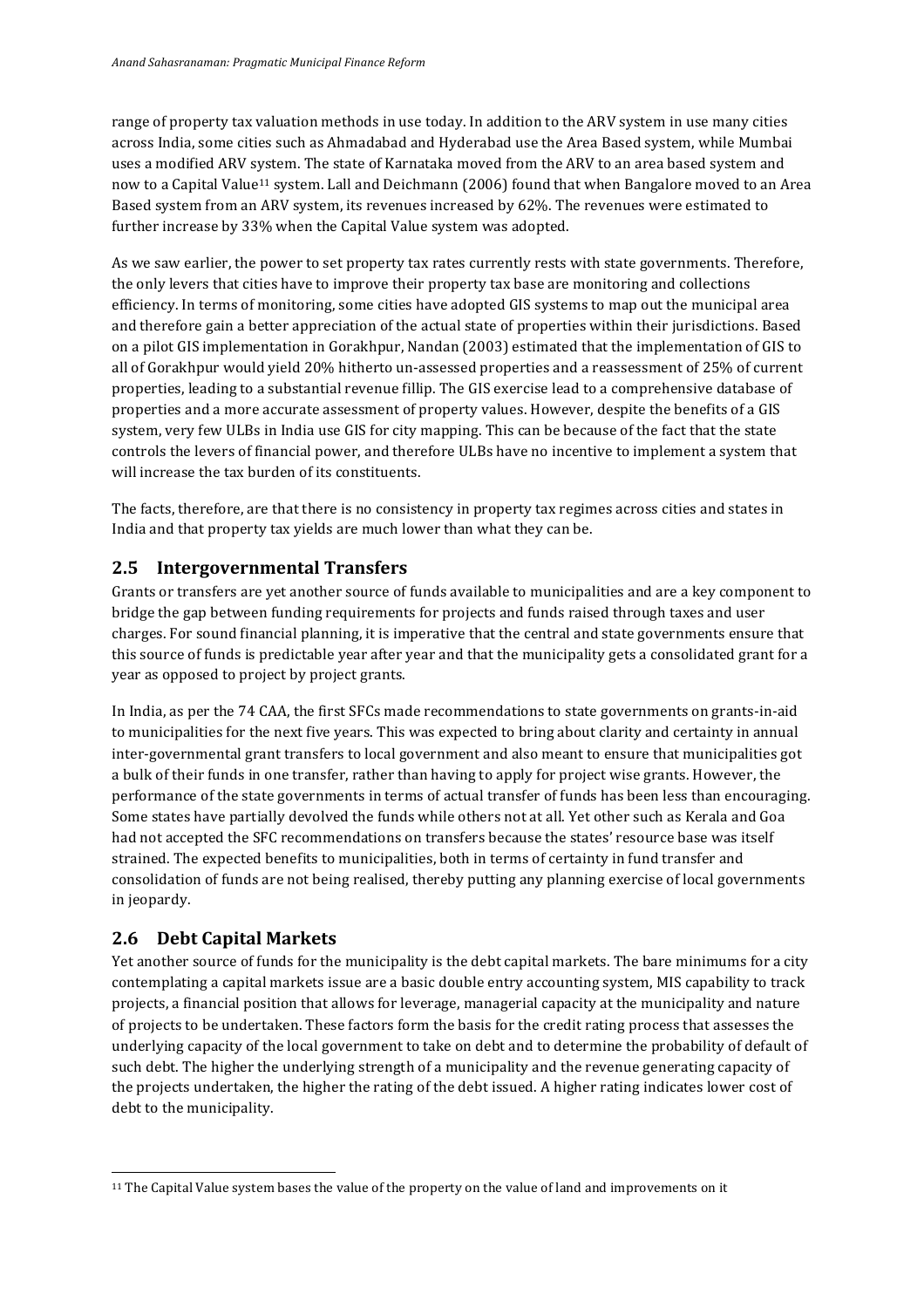range of property tax valuation methods in use today. In addition to the ARV system in use many cities across India, some cities such as Ahmadabad and Hyderabad use the Area Based system, while Mumbai uses a modified ARV system. The state of Karnataka moved from the ARV to an area based system and now to a Capital Value[11] system. Lall and Deichmann (2006) found that when Bangalore moved to an Area Based system from an ARV system, its revenues increased by 62%. The revenues were estimated to further increase by 33% when the Capital Value system was adopted.

As we saw earlier, the power to set property tax rates currently rests with state governments. Therefore, the only levers that cities have to improve their property tax base are monitoring and collections efficiency. In terms of monitoring, some cities have adopted GIS systems to map out the municipal area and therefore gain a better appreciation of the actual state of properties within their jurisdictions. Based on a pilot GIS implementation in Gorakhpur, Nandan (2003) estimated that the implementation of GIS to all of Gorakhpur would yield 20% hitherto un-assessed properties and a reassessment of 25% of current properties, leading to a substantial revenue fillip. The GIS exercise lead to a comprehensive database of properties and a more accurate assessment of property values. However, despite the benefits of a GIS system, very few ULBs in India use GIS for city mapping. This can be because of the fact that the state controls the levers of financial power, and therefore ULBs have no incentive to implement a system that will increase the tax burden of its constituents.

The facts, therefore, are that there is no consistency in property tax regimes across cities and states in India and that property tax yields are much lower than what they can be.

## 2.5 Intergovernmental Transfers

Grants or transfers are yet another source of funds available to municipalities and are a key component to bridge the gap between funding requirements for projects and funds raised through taxes and user charges. For sound financial planning, it is imperative that the central and state governments ensure that this source of funds is predictable year after year and that the municipality gets a consolidated grant for a year as opposed to project by project grants.

In India, as per the 74 CAA, the first SFCs made recommendations to state governments on grants-in-aid to municipalities for the next five years. This was expected to bring about clarity and certainty in annual inter-governmental grant transfers to local government and also meant to ensure that municipalities got a bulk of their funds in one transfer, rather than having to apply for project wise grants. However, the performance of the state governments in terms of actual transfer of funds has been less than encouraging. Some states have partially devolved the funds while others not at all. Yet other such as Kerala and Goa had not accepted the SFC recommendations on transfers because the states' resource base was itself strained. The expected benefits to municipalities, both in terms of certainty in fund transfer and consolidation of funds are not being realised, thereby putting any planning exercise of local governments in jeopardy.

## 2.6 Debt Capital Markets

Yet another source of funds for the municipality is the debt capital markets. The bare minimums for a city contemplating a capital markets issue are a basic double entry accounting system, MIS capability to track projects, a financial position that allows for leverage, managerial capacity at the municipality and nature of projects to be undertaken. These factors form the basis for the credit rating process that assesses the underlying capacity of the local government to take on debt and to determine the probability of default of such debt. The higher the underlying strength of a municipality and the revenue generating capacity of the projects undertaken, the higher the rating of the debt issued. A higher rating indicates lower cost of debt to the municipality.

---

[11] The Capital Value system bases the value of the property on the value of land and improvements on it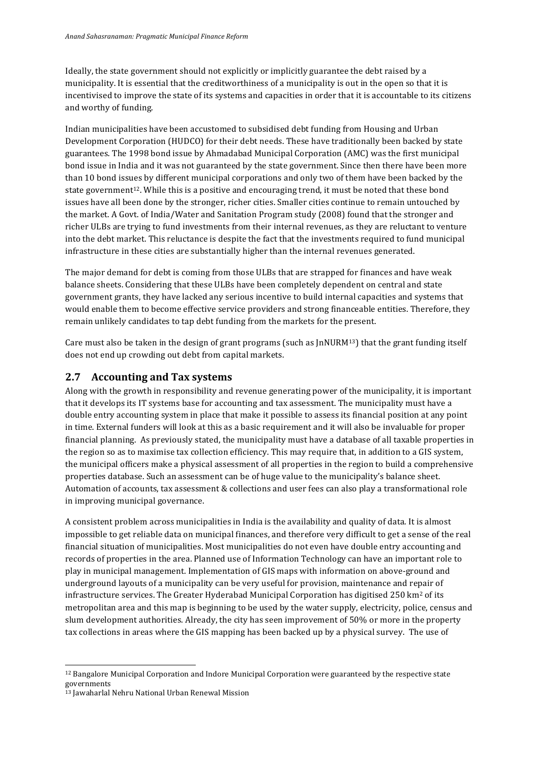Ideally, the state government should not explicitly or implicitly guarantee the debt raised by a municipality. It is essential that the creditworthiness of a municipality is out in the open so that it is incentivised to improve the state of its systems and capacities in order that it is accountable to its citizens and worthy of funding.

Indian municipalities have been accustomed to subsidised debt funding from Housing and Urban Development Corporation (HUDCO) for their debt needs. These have traditionally been backed by state guarantees. The 1998 bond issue by Ahmadabad Municipal Corporation (AMC) was the first municipal bond issue in India and it was not guaranteed by the state government. Since then there have been more than 10 bond issues by different municipal corporations and only two of them have been backed by the state government[12]. While this is a positive and encouraging trend, it must be noted that these bond issues have all been done by the stronger, richer cities. Smaller cities continue to remain untouched by the market. A Govt. of India/Water and Sanitation Program study (2008) found that the stronger and richer ULBs are trying to fund investments from their internal revenues, as they are reluctant to venture into the debt market. This reluctance is despite the fact that the investments required to fund municipal infrastructure in these cities are substantially higher than the internal revenues generated.

The major demand for debt is coming from those ULBs that are strapped for finances and have weak balance sheets. Considering that these ULBs have been completely dependent on central and state government grants, they have lacked any serious incentive to build internal capacities and systems that would enable them to become effective service providers and strong financeable entities. Therefore, they remain unlikely candidates to tap debt funding from the markets for the present.

Care must also be taken in the design of grant programs (such as JnNURM[13]) that the grant funding itself does not end up crowding out debt from capital markets.

## 2.7 Accounting and Tax systems

Along with the growth in responsibility and revenue generating power of the municipality, it is important that it develops its IT systems base for accounting and tax assessment. The municipality must have a double entry accounting system in place that make it possible to assess its financial position at any point in time. External funders will look at this as a basic requirement and it will also be invaluable for proper financial planning. As previously stated, the municipality must have a database of all taxable properties in the region so as to maximise tax collection efficiency. This may require that, in addition to a GIS system, the municipal officers make a physical assessment of all properties in the region to build a comprehensive properties database. Such an assessment can be of huge value to the municipality's balance sheet. Automation of accounts, tax assessment & collections and user fees can also play a transformational role in improving municipal governance.

A consistent problem across municipalities in India is the availability and quality of data. It is almost impossible to get reliable data on municipal finances, and therefore very difficult to get a sense of the real financial situation of municipalities. Most municipalities do not even have double entry accounting and records of properties in the area. Planned use of Information Technology can have an important role to play in municipal management. Implementation of GIS maps with information on above-ground and underground layouts of a municipality can be very useful for provision, maintenance and repair of infrastructure services. The Greater Hyderabad Municipal Corporation has digitised 250 $km^2$ of its metropolitan area and this map is beginning to be used by the water supply, electricity, police, census and slum development authorities. Already, the city has seen improvement of 50% or more in the property tax collections in areas where the GIS mapping has been backed up by a physical survey. The use of

---

[12] Bangalore Municipal Corporation and Indore Municipal Corporation were guaranteed by the respective state governments

[13] Jawaharlal Nehru National Urban Renewal Mission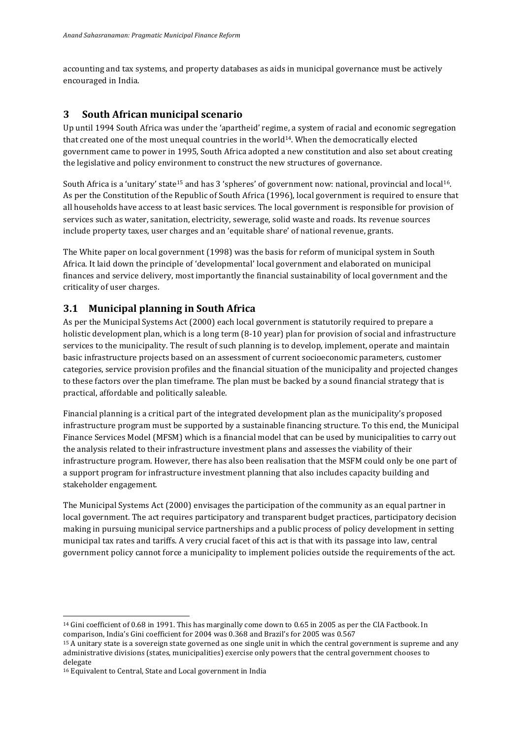accounting and tax systems, and property databases as aids in municipal governance must be actively encouraged in India.

## 3 South African municipal scenario

Up until 1994 South Africa was under the 'apartheid' regime, a system of racial and economic segregation that created one of the most unequal countries in the world[14]. When the democratically elected government came to power in 1995, South Africa adopted a new constitution and also set about creating the legislative and policy environment to construct the new structures of governance.

South Africa is a 'unitary' state[15] and has 3 'spheres' of government now: national, provincial and local[16]. As per the Constitution of the Republic of South Africa (1996), local government is required to ensure that all households have access to at least basic services. The local government is responsible for provision of services such as water, sanitation, electricity, sewerage, solid waste and roads. Its revenue sources include property taxes, user charges and an 'equitable share' of national revenue, grants.

The White paper on local government (1998) was the basis for reform of municipal system in South Africa. It laid down the principle of 'developmental' local government and elaborated on municipal finances and service delivery, most importantly the financial sustainability of local government and the criticality of user charges.

### 3.1 Municipal planning in South Africa

As per the Municipal Systems Act (2000) each local government is statutorily required to prepare a holistic development plan, which is a long term (8-10 year) plan for provision of social and infrastructure services to the municipality. The result of such planning is to develop, implement, operate and maintain basic infrastructure projects based on an assessment of current socioeconomic parameters, customer categories, service provision profiles and the financial situation of the municipality and projected changes to these factors over the plan timeframe. The plan must be backed by a sound financial strategy that is practical, affordable and politically saleable.

Financial planning is a critical part of the integrated development plan as the municipality's proposed infrastructure program must be supported by a sustainable financing structure. To this end, the Municipal Finance Services Model (MFSM) which is a financial model that can be used by municipalities to carry out the analysis related to their infrastructure investment plans and assesses the viability of their infrastructure program. However, there has also been realisation that the MSFM could only be one part of a support program for infrastructure investment planning that also includes capacity building and stakeholder engagement.

The Municipal Systems Act (2000) envisages the participation of the community as an equal partner in local government. The act requires participatory and transparent budget practices, participatory decision making in pursuing municipal service partnerships and a public process of policy development in setting municipal tax rates and tariffs. A very crucial facet of this act is that with its passage into law, central government policy cannot force a municipality to implement policies outside the requirements of the act.

---

[14] Gini coefficient of 0.68 in 1991. This has marginally come down to 0.65 in 2005 as per the CIA Factbook. In comparison, India's Gini coefficient for 2004 was 0.368 and Brazil's for 2005 was 0.567

[15] A unitary state is a sovereign state governed as one single unit in which the central government is supreme and any administrative divisions (states, municipalities) exercise only powers that the central government chooses to delegate

[16] Equivalent to Central, State and Local government in India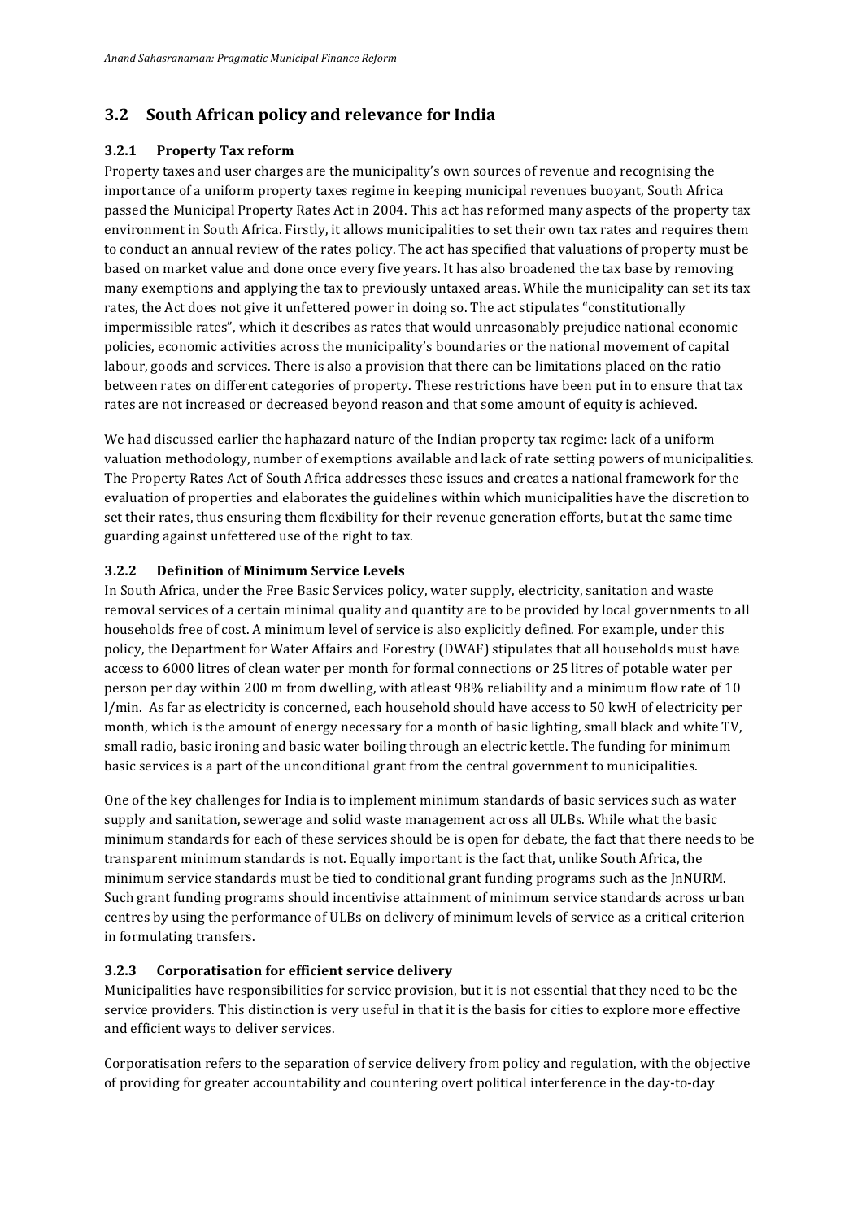## 3.2 South African policy and relevance for India

### 3.2.1 Property Tax reform

Property taxes and user charges are the municipality's own sources of revenue and recognising the importance of a uniform property taxes regime in keeping municipal revenues buoyant, South Africa passed the Municipal Property Rates Act in 2004. This act has reformed many aspects of the property tax environment in South Africa. Firstly, it allows municipalities to set their own tax rates and requires them to conduct an annual review of the rates policy. The act has specified that valuations of property must be based on market value and done once every five years. It has also broadened the tax base by removing many exemptions and applying the tax to previously untaxed areas. While the municipality can set its tax rates, the Act does not give it unfettered power in doing so. The act stipulates "constitutionally impermissible rates", which it describes as rates that would unreasonably prejudice national economic policies, economic activities across the municipality's boundaries or the national movement of capital labour, goods and services. There is also a provision that there can be limitations placed on the ratio between rates on different categories of property. These restrictions have been put in to ensure that tax rates are not increased or decreased beyond reason and that some amount of equity is achieved.

We had discussed earlier the haphazard nature of the Indian property tax regime: lack of a uniform valuation methodology, number of exemptions available and lack of rate setting powers of municipalities. The Property Rates Act of South Africa addresses these issues and creates a national framework for the evaluation of properties and elaborates the guidelines within which municipalities have the discretion to set their rates, thus ensuring them flexibility for their revenue generation efforts, but at the same time guarding against unfettered use of the right to tax.

### 3.2.2 Definition of Minimum Service Levels

In South Africa, under the Free Basic Services policy, water supply, electricity, sanitation and waste removal services of a certain minimal quality and quantity are to be provided by local governments to all households free of cost. A minimum level of service is also explicitly defined. For example, under this policy, the Department for Water Affairs and Forestry (DWAF) stipulates that all households must have access to 6000 litres of clean water per month for formal connections or 25 litres of potable water per person per day within 200 m from dwelling, with atleast 98% reliability and a minimum flow rate of 10 l/min. As far as electricity is concerned, each household should have access to 50 kwH of electricity per month, which is the amount of energy necessary for a month of basic lighting, small black and white TV, small radio, basic ironing and basic water boiling through an electric kettle. The funding for minimum basic services is a part of the unconditional grant from the central government to municipalities.

One of the key challenges for India is to implement minimum standards of basic services such as water supply and sanitation, sewerage and solid waste management across all ULBs. While what the basic minimum standards for each of these services should be is open for debate, the fact that there needs to be transparent minimum standards is not. Equally important is the fact that, unlike South Africa, the minimum service standards must be tied to conditional grant funding programs such as the JnNURM. Such grant funding programs should incentivise attainment of minimum service standards across urban centres by using the performance of ULBs on delivery of minimum levels of service as a critical criterion in formulating transfers.

### 3.2.3 Corporatisation for efficient service delivery

Municipalities have responsibilities for service provision, but it is not essential that they need to be the service providers. This distinction is very useful in that it is the basis for cities to explore more effective and efficient ways to deliver services.

Corporatisation refers to the separation of service delivery from policy and regulation, with the objective of providing for greater accountability and countering overt political interference in the day-to-day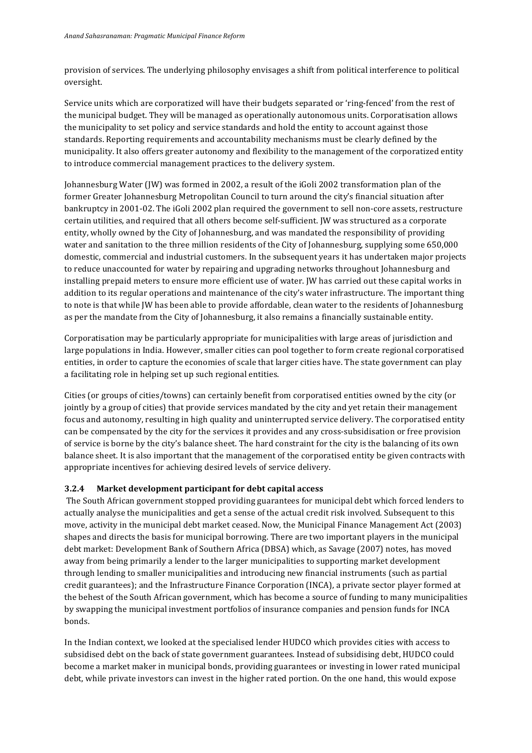provision of services. The underlying philosophy envisages a shift from political interference to political oversight.

Service units which are corporatized will have their budgets separated or 'ring-fenced' from the rest of the municipal budget. They will be managed as operationally autonomous units. Corporatisation allows the municipality to set policy and service standards and hold the entity to account against those standards. Reporting requirements and accountability mechanisms must be clearly defined by the municipality. It also offers greater autonomy and flexibility to the management of the corporatized entity to introduce commercial management practices to the delivery system.

Johannesburg Water (JW) was formed in 2002, a result of the iGoli 2002 transformation plan of the former Greater Johannesburg Metropolitan Council to turn around the city's financial situation after bankruptcy in 2001-02. The iGoli 2002 plan required the government to sell non-core assets, restructure certain utilities, and required that all others become self-sufficient. JW was structured as a corporate entity, wholly owned by the City of Johannesburg, and was mandated the responsibility of providing water and sanitation to the three million residents of the City of Johannesburg, supplying some 650,000 domestic, commercial and industrial customers. In the subsequent years it has undertaken major projects to reduce unaccounted for water by repairing and upgrading networks throughout Johannesburg and installing prepaid meters to ensure more efficient use of water. JW has carried out these capital works in addition to its regular operations and maintenance of the city's water infrastructure. The important thing to note is that while JW has been able to provide affordable, clean water to the residents of Johannesburg as per the mandate from the City of Johannesburg, it also remains a financially sustainable entity.

Corporatisation may be particularly appropriate for municipalities with large areas of jurisdiction and large populations in India. However, smaller cities can pool together to form create regional corporatised entities, in order to capture the economies of scale that larger cities have. The state government can play a facilitating role in helping set up such regional entities.

Cities (or groups of cities/towns) can certainly benefit from corporatised entities owned by the city (or jointly by a group of cities) that provide services mandated by the city and yet retain their management focus and autonomy, resulting in high quality and uninterrupted service delivery. The corporatised entity can be compensated by the city for the services it provides and any cross-subsidisation or free provision of service is borne by the city's balance sheet. The hard constraint for the city is the balancing of its own balance sheet. It is also important that the management of the corporatised entity be given contracts with appropriate incentives for achieving desired levels of service delivery.

### 3.2.4 Market development participant for debt capital access

The South African government stopped providing guarantees for municipal debt which forced lenders to actually analyse the municipalities and get a sense of the actual credit risk involved. Subsequent to this move, activity in the municipal debt market ceased. Now, the Municipal Finance Management Act (2003) shapes and directs the basis for municipal borrowing. There are two important players in the municipal debt market: Development Bank of Southern Africa (DBSA) which, as Savage (2007) notes, has moved away from being primarily a lender to the larger municipalities to supporting market development through lending to smaller municipalities and introducing new financial instruments (such as partial credit guarantees); and the Infrastructure Finance Corporation (INCA), a private sector player formed at the behest of the South African government, which has become a source of funding to many municipalities by swapping the municipal investment portfolios of insurance companies and pension funds for INCA bonds.

In the Indian context, we looked at the specialised lender HUDCO which provides cities with access to subsidised debt on the back of state government guarantees. Instead of subsidising debt, HUDCO could become a market maker in municipal bonds, providing guarantees or investing in lower rated municipal debt, while private investors can invest in the higher rated portion. On the one hand, this would expose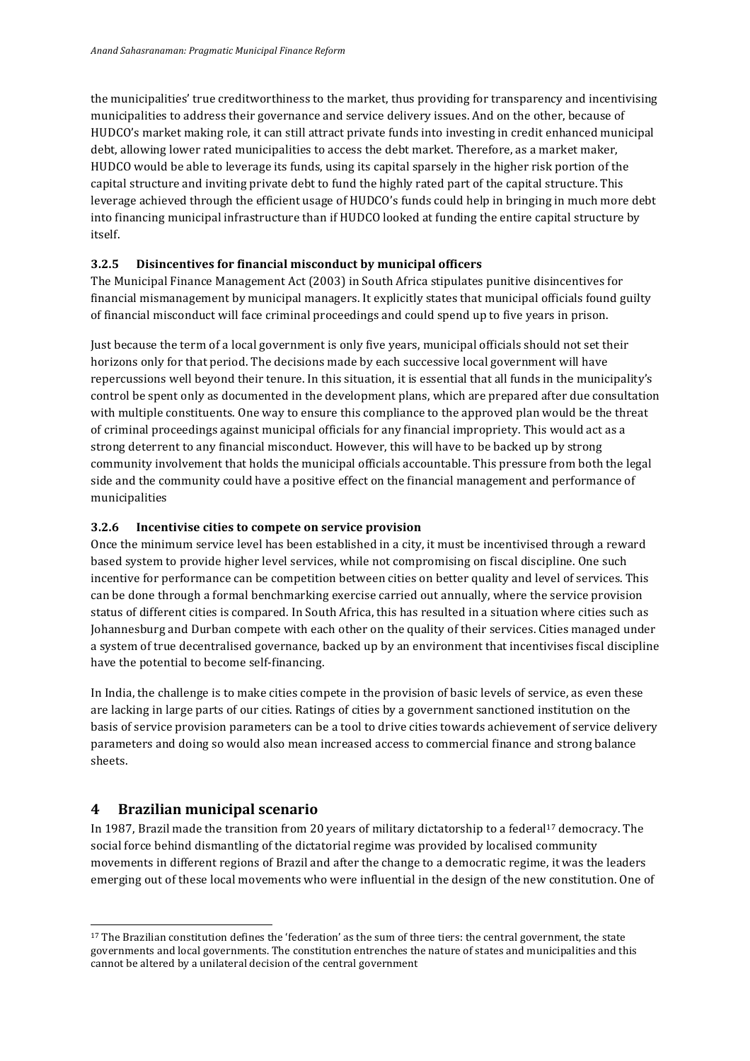the municipalities' true creditworthiness to the market, thus providing for transparency and incentivising municipalities to address their governance and service delivery issues. And on the other, because of HUDCO's market making role, it can still attract private funds into investing in credit enhanced municipal debt, allowing lower rated municipalities to access the debt market. Therefore, as a market maker, HUDCO would be able to leverage its funds, using its capital sparsely in the higher risk portion of the capital structure and inviting private debt to fund the highly rated part of the capital structure. This leverage achieved through the efficient usage of HUDCO's funds could help in bringing in much more debt into financing municipal infrastructure than if HUDCO looked at funding the entire capital structure by itself.

### 3.2.5 Disincentives for financial misconduct by municipal officers

The Municipal Finance Management Act (2003) in South Africa stipulates punitive disincentives for financial mismanagement by municipal managers. It explicitly states that municipal officials found guilty of financial misconduct will face criminal proceedings and could spend up to five years in prison.

Just because the term of a local government is only five years, municipal officials should not set their horizons only for that period. The decisions made by each successive local government will have repercussions well beyond their tenure. In this situation, it is essential that all funds in the municipality's control be spent only as documented in the development plans, which are prepared after due consultation with multiple constituents. One way to ensure this compliance to the approved plan would be the threat of criminal proceedings against municipal officials for any financial impropriety. This would act as a strong deterrent to any financial misconduct. However, this will have to be backed up by strong community involvement that holds the municipal officials accountable. This pressure from both the legal side and the community could have a positive effect on the financial management and performance of municipalities

### 3.2.6 Incentivise cities to compete on service provision

Once the minimum service level has been established in a city, it must be incentivised through a reward based system to provide higher level services, while not compromising on fiscal discipline. One such incentive for performance can be competition between cities on better quality and level of services. This can be done through a formal benchmarking exercise carried out annually, where the service provision status of different cities is compared. In South Africa, this has resulted in a situation where cities such as Johannesburg and Durban compete with each other on the quality of their services. Cities managed under a system of true decentralised governance, backed up by an environment that incentivises fiscal discipline have the potential to become self-financing.

In India, the challenge is to make cities compete in the provision of basic levels of service, as even these are lacking in large parts of our cities. Ratings of cities by a government sanctioned institution on the basis of service provision parameters can be a tool to drive cities towards achievement of service delivery parameters and doing so would also mean increased access to commercial finance and strong balance sheets.

# 4 Brazilian municipal scenario

In 1987, Brazil made the transition from 20 years of military dictatorship to a federal[17] democracy. The social force behind dismantling of the dictatorial regime was provided by localised community movements in different regions of Brazil and after the change to a democratic regime, it was the leaders emerging out of these local movements who were influential in the design of the new constitution. One of

[17] The Brazilian constitution defines the 'federation' as the sum of three tiers: the central government, the state governments and local governments. The constitution entrenches the nature of states and municipalities and this cannot be altered by a unilateral decision of the central government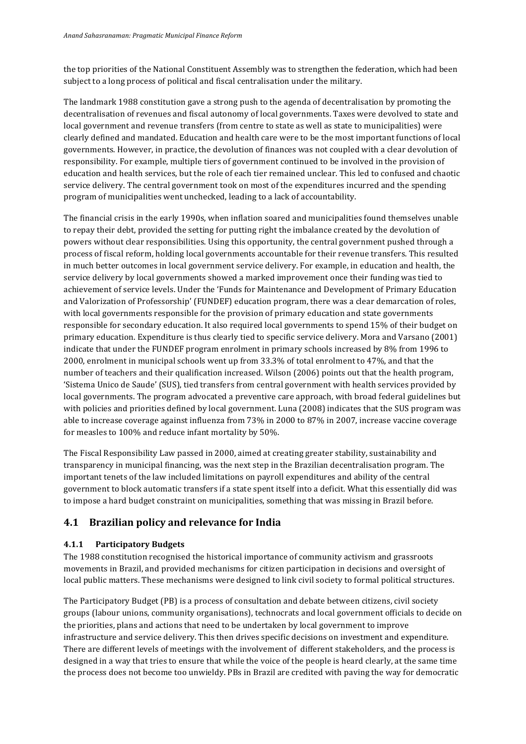the top priorities of the National Constituent Assembly was to strengthen the federation, which had been subject to a long process of political and fiscal centralisation under the military.

The landmark 1988 constitution gave a strong push to the agenda of decentralisation by promoting the decentralisation of revenues and fiscal autonomy of local governments. Taxes were devolved to state and local government and revenue transfers (from centre to state as well as state to municipalities) were clearly defined and mandated. Education and health care were to be the most important functions of local governments. However, in practice, the devolution of finances was not coupled with a clear devolution of responsibility. For example, multiple tiers of government continued to be involved in the provision of education and health services, but the role of each tier remained unclear. This led to confused and chaotic service delivery. The central government took on most of the expenditures incurred and the spending program of municipalities went unchecked, leading to a lack of accountability.

The financial crisis in the early 1990s, when inflation soared and municipalities found themselves unable to repay their debt, provided the setting for putting right the imbalance created by the devolution of powers without clear responsibilities. Using this opportunity, the central government pushed through a process of fiscal reform, holding local governments accountable for their revenue transfers. This resulted in much better outcomes in local government service delivery. For example, in education and health, the service delivery by local governments showed a marked improvement once their funding was tied to achievement of service levels. Under the 'Funds for Maintenance and Development of Primary Education and Valorization of Professorship' (FUNDEF) education program, there was a clear demarcation of roles, with local governments responsible for the provision of primary education and state governments responsible for secondary education. It also required local governments to spend 15% of their budget on primary education. Expenditure is thus clearly tied to specific service delivery. Mora and Varsano (2001) indicate that under the FUNDEF program enrolment in primary schools increased by 8% from 1996 to 2000, enrolment in municipal schools went up from 33.3% of total enrolment to 47%, and that the number of teachers and their qualification increased. Wilson (2006) points out that the health program, 'Sistema Unico de Saude' (SUS), tied transfers from central government with health services provided by local governments. The program advocated a preventive care approach, with broad federal guidelines but with policies and priorities defined by local government. Luna (2008) indicates that the SUS program was able to increase coverage against influenza from 73% in 2000 to 87% in 2007, increase vaccine coverage for measles to 100% and reduce infant mortality by 50%.

The Fiscal Responsibility Law passed in 2000, aimed at creating greater stability, sustainability and transparency in municipal financing, was the next step in the Brazilian decentralisation program. The important tenets of the law included limitations on payroll expenditures and ability of the central government to block automatic transfers if a state spent itself into a deficit. What this essentially did was to impose a hard budget constraint on municipalities, something that was missing in Brazil before.

## 4.1 Brazilian policy and relevance for India

### 4.1.1 Participatory Budgets

The 1988 constitution recognised the historical importance of community activism and grassroots movements in Brazil, and provided mechanisms for citizen participation in decisions and oversight of local public matters. These mechanisms were designed to link civil society to formal political structures.

The Participatory Budget (PB) is a process of consultation and debate between citizens, civil society groups (labour unions, community organisations), technocrats and local government officials to decide on the priorities, plans and actions that need to be undertaken by local government to improve infrastructure and service delivery. This then drives specific decisions on investment and expenditure. There are different levels of meetings with the involvement of different stakeholders, and the process is designed in a way that tries to ensure that while the voice of the people is heard clearly, at the same time the process does not become too unwieldy. PBs in Brazil are credited with paving the way for democratic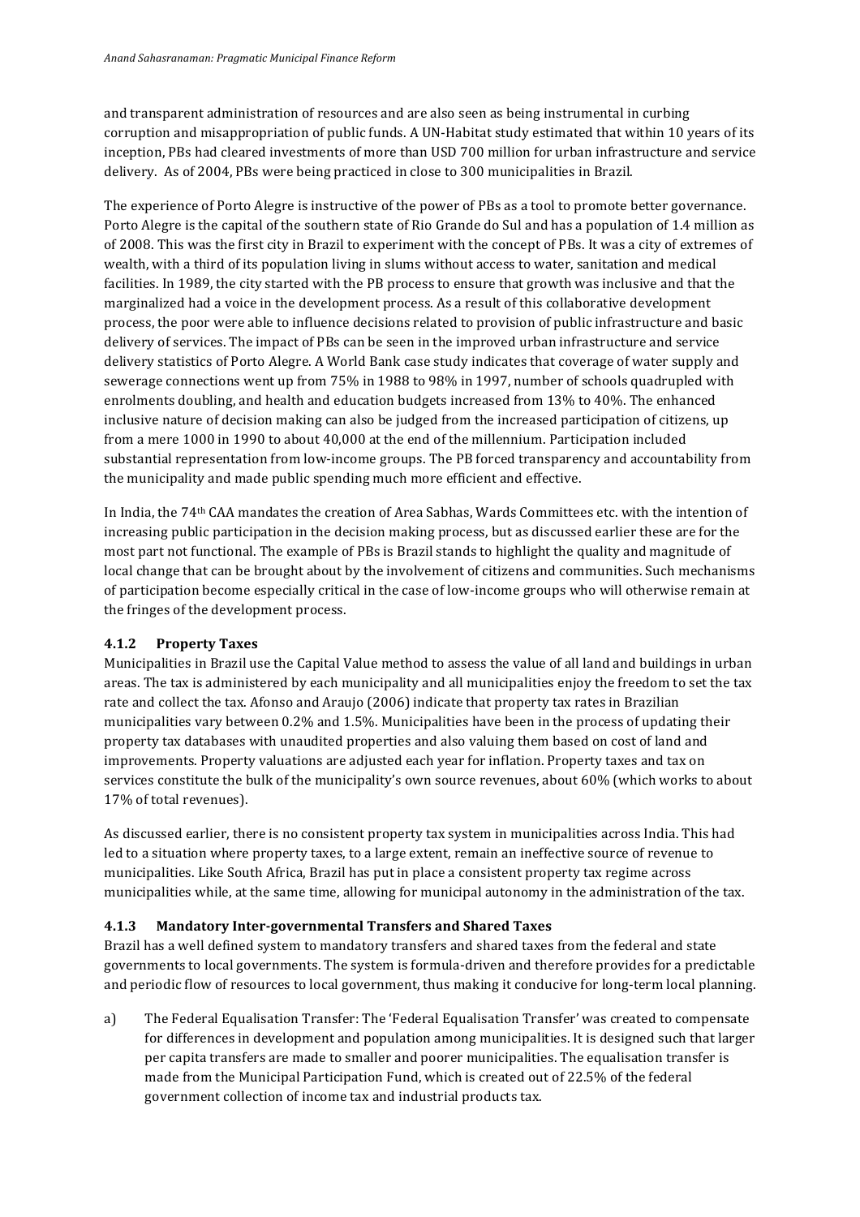and transparent administration of resources and are also seen as being instrumental in curbing corruption and misappropriation of public funds. A UN-Habitat study estimated that within 10 years of its inception, PBs had cleared investments of more than USD 700 million for urban infrastructure and service delivery. As of 2004, PBs were being practiced in close to 300 municipalities in Brazil.

The experience of Porto Alegre is instructive of the power of PBs as a tool to promote better governance. Porto Alegre is the capital of the southern state of Rio Grande do Sul and has a population of 1.4 million as of 2008. This was the first city in Brazil to experiment with the concept of PBs. It was a city of extremes of wealth, with a third of its population living in slums without access to water, sanitation and medical facilities. In 1989, the city started with the PB process to ensure that growth was inclusive and that the marginalized had a voice in the development process. As a result of this collaborative development process, the poor were able to influence decisions related to provision of public infrastructure and basic delivery of services. The impact of PBs can be seen in the improved urban infrastructure and service delivery statistics of Porto Alegre. A World Bank case study indicates that coverage of water supply and sewerage connections went up from 75% in 1988 to 98% in 1997, number of schools quadrupled with enrolments doubling, and health and education budgets increased from 13% to 40%. The enhanced inclusive nature of decision making can also be judged from the increased participation of citizens, up from a mere 1000 in 1990 to about 40,000 at the end of the millennium. Participation included substantial representation from low-income groups. The PB forced transparency and accountability from the municipality and made public spending much more efficient and effective.

In India, the 74th CAA mandates the creation of Area Sabhas, Wards Committees etc. with the intention of increasing public participation in the decision making process, but as discussed earlier these are for the most part not functional. The example of PBs is Brazil stands to highlight the quality and magnitude of local change that can be brought about by the involvement of citizens and communities. Such mechanisms of participation become especially critical in the case of low-income groups who will otherwise remain at the fringes of the development process.

### 4.1.2 Property Taxes

Municipalities in Brazil use the Capital Value method to assess the value of all land and buildings in urban areas. The tax is administered by each municipality and all municipalities enjoy the freedom to set the tax rate and collect the tax. Afonso and Araujo (2006) indicate that property tax rates in Brazilian municipalities vary between 0.2% and 1.5%. Municipalities have been in the process of updating their property tax databases with unaudited properties and also valuing them based on cost of land and improvements. Property valuations are adjusted each year for inflation. Property taxes and tax on services constitute the bulk of the municipality's own source revenues, about 60% (which works to about 17% of total revenues).

As discussed earlier, there is no consistent property tax system in municipalities across India. This had led to a situation where property taxes, to a large extent, remain an ineffective source of revenue to municipalities. Like South Africa, Brazil has put in place a consistent property tax regime across municipalities while, at the same time, allowing for municipal autonomy in the administration of the tax.

### 4.1.3 Mandatory Inter-governmental Transfers and Shared Taxes

Brazil has a well defined system to mandatory transfers and shared taxes from the federal and state governments to local governments. The system is formula-driven and therefore provides for a predictable and periodic flow of resources to local government, thus making it conducive for long-term local planning.

a) The Federal Equalisation Transfer: The 'Federal Equalisation Transfer' was created to compensate for differences in development and population among municipalities. It is designed such that larger per capita transfers are made to smaller and poorer municipalities. The equalisation transfer is made from the Municipal Participation Fund, which is created out of 22.5% of the federal government collection of income tax and industrial products tax.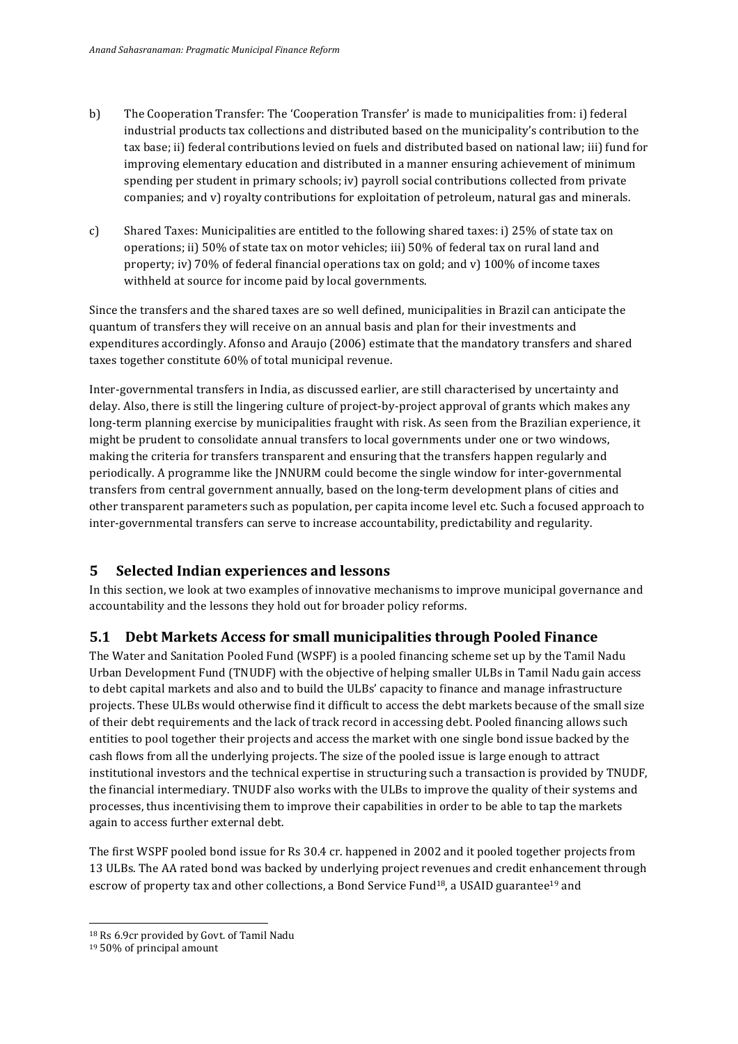b) The Cooperation Transfer: The 'Cooperation Transfer' is made to municipalities from: i) federal industrial products tax collections and distributed based on the municipality's contribution to the tax base; ii) federal contributions levied on fuels and distributed based on national law; iii) fund for improving elementary education and distributed in a manner ensuring achievement of minimum spending per student in primary schools; iv) payroll social contributions collected from private companies; and v) royalty contributions for exploitation of petroleum, natural gas and minerals.

c) Shared Taxes: Municipalities are entitled to the following shared taxes: i) 25% of state tax on operations; ii) 50% of state tax on motor vehicles; iii) 50% of federal tax on rural land and property; iv) 70% of federal financial operations tax on gold; and v) 100% of income taxes withheld at source for income paid by local governments.

Since the transfers and the shared taxes are so well defined, municipalities in Brazil can anticipate the quantum of transfers they will receive on an annual basis and plan for their investments and expenditures accordingly. Afonso and Araujo (2006) estimate that the mandatory transfers and shared taxes together constitute 60% of total municipal revenue.

Inter-governmental transfers in India, as discussed earlier, are still characterised by uncertainty and delay. Also, there is still the lingering culture of project-by-project approval of grants which makes any long-term planning exercise by municipalities fraught with risk. As seen from the Brazilian experience, it might be prudent to consolidate annual transfers to local governments under one or two windows, making the criteria for transfers transparent and ensuring that the transfers happen regularly and periodically. A programme like the JNNURM could become the single window for inter-governmental transfers from central government annually, based on the long-term development plans of cities and other transparent parameters such as population, per capita income level etc. Such a focused approach to inter-governmental transfers can serve to increase accountability, predictability and regularity.

## 5 Selected Indian experiences and lessons

In this section, we look at two examples of innovative mechanisms to improve municipal governance and accountability and the lessons they hold out for broader policy reforms.

### 5.1 Debt Markets Access for small municipalities through Pooled Finance

The Water and Sanitation Pooled Fund (WSPF) is a pooled financing scheme set up by the Tamil Nadu Urban Development Fund (TNUDF) with the objective of helping smaller ULBs in Tamil Nadu gain access to debt capital markets and also and to build the ULBs' capacity to finance and manage infrastructure projects. These ULBs would otherwise find it difficult to access the debt markets because of the small size of their debt requirements and the lack of track record in accessing debt. Pooled financing allows such entities to pool together their projects and access the market with one single bond issue backed by the cash flows from all the underlying projects. The size of the pooled issue is large enough to attract institutional investors and the technical expertise in structuring such a transaction is provided by TNUDF, the financial intermediary. TNUDF also works with the ULBs to improve the quality of their systems and processes, thus incentivising them to improve their capabilities in order to be able to tap the markets again to access further external debt.

The first WSPF pooled bond issue for Rs 30.4 cr. happened in 2002 and it pooled together projects from 13 ULBs. The AA rated bond was backed by underlying project revenues and credit enhancement through escrow of property tax and other collections, a Bond Service Fund[18], a USAID guarantee[19] and

[18] Rs 6.9cr provided by Govt. of Tamil Nadu

[19] 50% of principal amount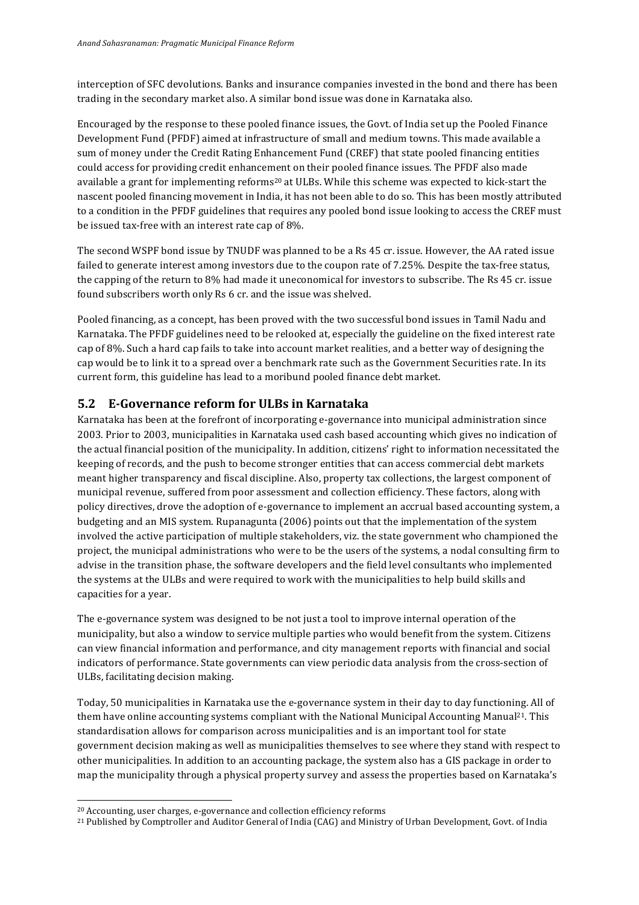interception of SFC devolutions. Banks and insurance companies invested in the bond and there has been trading in the secondary market also. A similar bond issue was done in Karnataka also.

Encouraged by the response to these pooled finance issues, the Govt. of India set up the Pooled Finance Development Fund (PFDF) aimed at infrastructure of small and medium towns. This made available a sum of money under the Credit Rating Enhancement Fund (CREF) that state pooled financing entities could access for providing credit enhancement on their pooled finance issues. The PFDF also made available a grant for implementing reforms[20] at ULBs. While this scheme was expected to kick-start the nascent pooled financing movement in India, it has not been able to do so. This has been mostly attributed to a condition in the PFDF guidelines that requires any pooled bond issue looking to access the CREF must be issued tax-free with an interest rate cap of 8%.

The second WSPF bond issue by TNUDF was planned to be a Rs 45 cr. issue. However, the AA rated issue failed to generate interest among investors due to the coupon rate of 7.25%. Despite the tax-free status, the capping of the return to 8% had made it uneconomical for investors to subscribe. The Rs 45 cr. issue found subscribers worth only Rs 6 cr. and the issue was shelved.

Pooled financing, as a concept, has been proved with the two successful bond issues in Tamil Nadu and Karnataka. The PFDF guidelines need to be relooked at, especially the guideline on the fixed interest rate cap of 8%. Such a hard cap fails to take into account market realities, and a better way of designing the cap would be to link it to a spread over a benchmark rate such as the Government Securities rate. In its current form, this guideline has lead to a moribund pooled finance debt market.

## 5.2 E-Governance reform for ULBs in Karnataka

Karnataka has been at the forefront of incorporating e-governance into municipal administration since 2003. Prior to 2003, municipalities in Karnataka used cash based accounting which gives no indication of the actual financial position of the municipality. In addition, citizens' right to information necessitated the keeping of records, and the push to become stronger entities that can access commercial debt markets meant higher transparency and fiscal discipline. Also, property tax collections, the largest component of municipal revenue, suffered from poor assessment and collection efficiency. These factors, along with policy directives, drove the adoption of e-governance to implement an accrual based accounting system, a budgeting and an MIS system. Rupanagunta (2006) points out that the implementation of the system involved the active participation of multiple stakeholders, viz. the state government who championed the project, the municipal administrations who were to be the users of the systems, a nodal consulting firm to advise in the transition phase, the software developers and the field level consultants who implemented the systems at the ULBs and were required to work with the municipalities to help build skills and capacities for a year.

The e-governance system was designed to be not just a tool to improve internal operation of the municipality, but also a window to service multiple parties who would benefit from the system. Citizens can view financial information and performance, and city management reports with financial and social indicators of performance. State governments can view periodic data analysis from the cross-section of ULBs, facilitating decision making.

Today, 50 municipalities in Karnataka use the e-governance system in their day to day functioning. All of them have online accounting systems compliant with the National Municipal Accounting Manual[21]. This standardisation allows for comparison across municipalities and is an important tool for state government decision making as well as municipalities themselves to see where they stand with respect to other municipalities. In addition to an accounting package, the system also has a GIS package in order to map the municipality through a physical property survey and assess the properties based on Karnataka's

[20] Accounting, user charges, e-governance and collection efficiency reforms

[21] Published by Comptroller and Auditor General of India (CAG) and Ministry of Urban Development, Govt. of India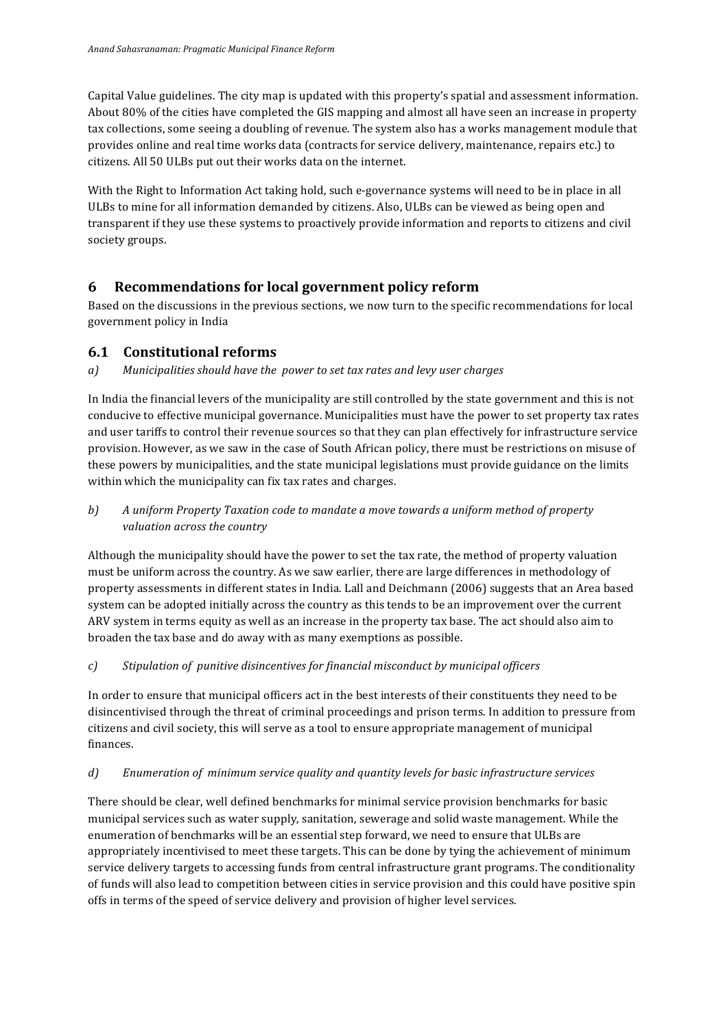Capital Value guidelines. The city map is updated with this property's spatial and assessment information. About 80% of the cities have completed the GIS mapping and almost all have seen an increase in property tax collections, some seeing a doubling of revenue. The system also has a works management module that provides online and real time works data (contracts for service delivery, maintenance, repairs etc.) to citizens. All 50 ULBs put out their works data on the internet.

With the Right to Information Act taking hold, such e-governance systems will need to be in place in all ULBs to mine for all information demanded by citizens. Also, ULBs can be viewed as being open and transparent if they use these systems to proactively provide information and reports to citizens and civil society groups.

# 6 Recommendations for local government policy reform

Based on the discussions in the previous sections, we now turn to the specific recommendations for local government policy in India

## 6.1 Constitutional reforms

*a) Municipalities should have the power to set tax rates and levy user charges*

In India the financial levers of the municipality are still controlled by the state government and this is not conducive to effective municipal governance. Municipalities must have the power to set property tax rates and user tariffs to control their revenue sources so that they can plan effectively for infrastructure service provision. However, as we saw in the case of South African policy, there must be restrictions on misuse of these powers by municipalities, and the state municipal legislations must provide guidance on the limits within which the municipality can fix tax rates and charges.

*b) A uniform Property Taxation code to mandate a move towards a uniform method of property valuation across the country*

Although the municipality should have the power to set the tax rate, the method of property valuation must be uniform across the country. As we saw earlier, there are large differences in methodology of property assessments in different states in India. Lall and Deichmann (2006) suggests that an Area based system can be adopted initially across the country as this tends to be an improvement over the current ARV system in terms equity as well as an increase in the property tax base. The act should also aim to broaden the tax base and do away with as many exemptions as possible.

*c) Stipulation of punitive disincentives for financial misconduct by municipal officers*

In order to ensure that municipal officers act in the best interests of their constituents they need to be disincentivised through the threat of criminal proceedings and prison terms. In addition to pressure from citizens and civil society, this will serve as a tool to ensure appropriate management of municipal finances.

*d) Enumeration of minimum service quality and quantity levels for basic infrastructure services*

There should be clear, well defined benchmarks for minimal service provision benchmarks for basic municipal services such as water supply, sanitation, sewerage and solid waste management. While the enumeration of benchmarks will be an essential step forward, we need to ensure that ULBs are appropriately incentivised to meet these targets. This can be done by tying the achievement of minimum service delivery targets to accessing funds from central infrastructure grant programs. The conditionality of funds will also lead to competition between cities in service provision and this could have positive spin offs in terms of the speed of service delivery and provision of higher level services.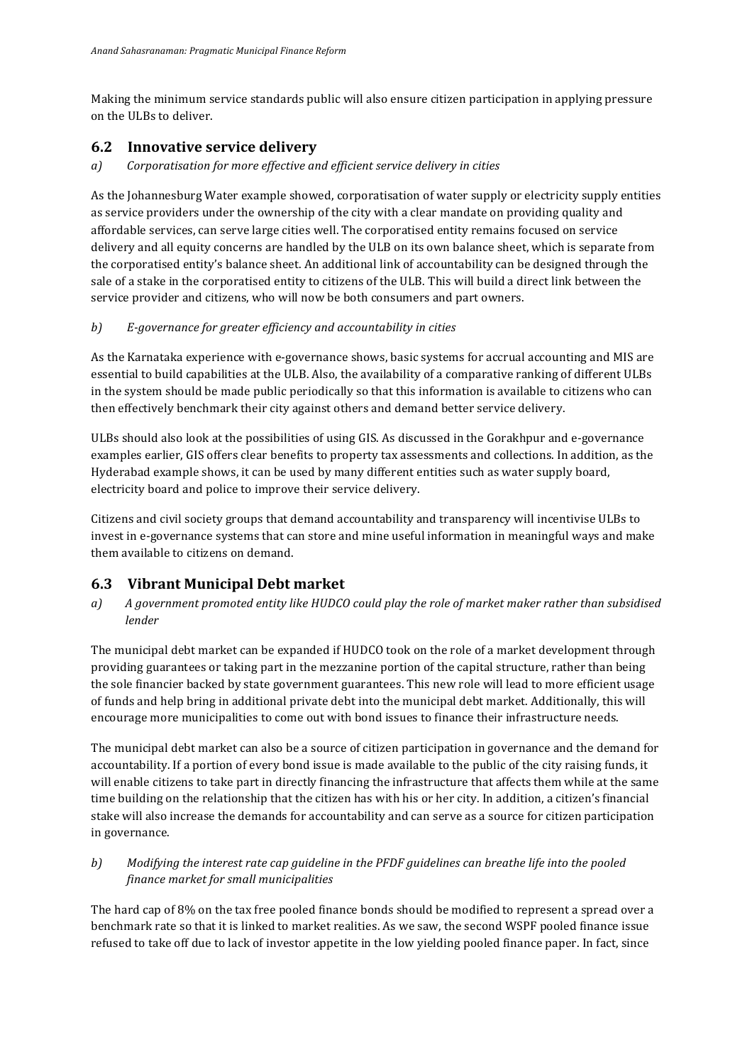Making the minimum service standards public will also ensure citizen participation in applying pressure on the ULBs to deliver.

## 6.2 Innovative service delivery

*a) Corporatisation for more effective and efficient service delivery in cities*

As the Johannesburg Water example showed, corporatisation of water supply or electricity supply entities as service providers under the ownership of the city with a clear mandate on providing quality and affordable services, can serve large cities well. The corporatised entity remains focused on service delivery and all equity concerns are handled by the ULB on its own balance sheet, which is separate from the corporatised entity's balance sheet. An additional link of accountability can be designed through the sale of a stake in the corporatised entity to citizens of the ULB. This will build a direct link between the service provider and citizens, who will now be both consumers and part owners.

*b) E-governance for greater efficiency and accountability in cities*

As the Karnataka experience with e-governance shows, basic systems for accrual accounting and MIS are essential to build capabilities at the ULB. Also, the availability of a comparative ranking of different ULBs in the system should be made public periodically so that this information is available to citizens who can then effectively benchmark their city against others and demand better service delivery.

ULBs should also look at the possibilities of using GIS. As discussed in the Gorakhpur and e-governance examples earlier, GIS offers clear benefits to property tax assessments and collections. In addition, as the Hyderabad example shows, it can be used by many different entities such as water supply board, electricity board and police to improve their service delivery.

Citizens and civil society groups that demand accountability and transparency will incentivise ULBs to invest in e-governance systems that can store and mine useful information in meaningful ways and make them available to citizens on demand.

## 6.3 Vibrant Municipal Debt market

*a) A government promoted entity like HUDCO could play the role of market maker rather than subsidised lender*

The municipal debt market can be expanded if HUDCO took on the role of a market development through providing guarantees or taking part in the mezzanine portion of the capital structure, rather than being the sole financier backed by state government guarantees. This new role will lead to more efficient usage of funds and help bring in additional private debt into the municipal debt market. Additionally, this will encourage more municipalities to come out with bond issues to finance their infrastructure needs.

The municipal debt market can also be a source of citizen participation in governance and the demand for accountability. If a portion of every bond issue is made available to the public of the city raising funds, it will enable citizens to take part in directly financing the infrastructure that affects them while at the same time building on the relationship that the citizen has with his or her city. In addition, a citizen's financial stake will also increase the demands for accountability and can serve as a source for citizen participation in governance.

*b) Modifying the interest rate cap guideline in the PFDF guidelines can breathe life into the pooled finance market for small municipalities*

The hard cap of 8% on the tax free pooled finance bonds should be modified to represent a spread over a benchmark rate so that it is linked to market realities. As we saw, the second WSPF pooled finance issue refused to take off due to lack of investor appetite in the low yielding pooled finance paper. In fact, since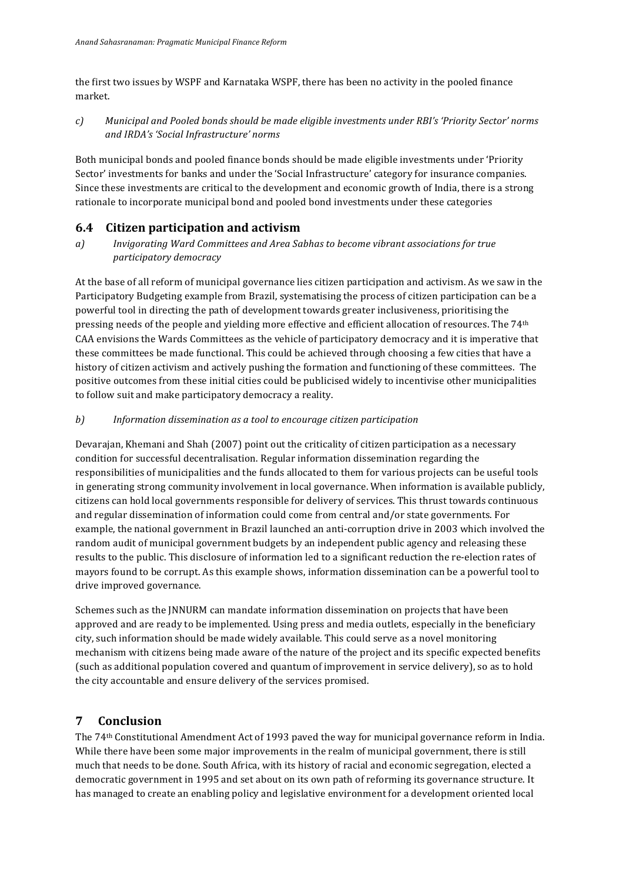the first two issues by WSPF and Karnataka WSPF, there has been no activity in the pooled finance market.

*c) Municipal and Pooled bonds should be made eligible investments under RBI's 'Priority Sector' norms and IRDA's 'Social Infrastructure' norms*

Both municipal bonds and pooled finance bonds should be made eligible investments under 'Priority Sector' investments for banks and under the 'Social Infrastructure' category for insurance companies. Since these investments are critical to the development and economic growth of India, there is a strong rationale to incorporate municipal bond and pooled bond investments under these categories

## 6.4 Citizen participation and activism

*a) Invigorating Ward Committees and Area Sabhas to become vibrant associations for true participatory democracy*

At the base of all reform of municipal governance lies citizen participation and activism. As we saw in the Participatory Budgeting example from Brazil, systematising the process of citizen participation can be a powerful tool in directing the path of development towards greater inclusiveness, prioritising the pressing needs of the people and yielding more effective and efficient allocation of resources. The 74th CAA envisions the Wards Committees as the vehicle of participatory democracy and it is imperative that these committees be made functional. This could be achieved through choosing a few cities that have a history of citizen activism and actively pushing the formation and functioning of these committees. The positive outcomes from these initial cities could be publicised widely to incentivise other municipalities to follow suit and make participatory democracy a reality.

*b) Information dissemination as a tool to encourage citizen participation*

Devarajan, Khemani and Shah (2007) point out the criticality of citizen participation as a necessary condition for successful decentralisation. Regular information dissemination regarding the responsibilities of municipalities and the funds allocated to them for various projects can be useful tools in generating strong community involvement in local governance. When information is available publicly, citizens can hold local governments responsible for delivery of services. This thrust towards continuous and regular dissemination of information could come from central and/or state governments. For example, the national government in Brazil launched an anti-corruption drive in 2003 which involved the random audit of municipal government budgets by an independent public agency and releasing these results to the public. This disclosure of information led to a significant reduction the re-election rates of mayors found to be corrupt. As this example shows, information dissemination can be a powerful tool to drive improved governance.

Schemes such as the JNNURM can mandate information dissemination on projects that have been approved and are ready to be implemented. Using press and media outlets, especially in the beneficiary city, such information should be made widely available. This could serve as a novel monitoring mechanism with citizens being made aware of the nature of the project and its specific expected benefits (such as additional population covered and quantum of improvement in service delivery), so as to hold the city accountable and ensure delivery of the services promised.

# 7 Conclusion

The 74th Constitutional Amendment Act of 1993 paved the way for municipal governance reform in India. While there have been some major improvements in the realm of municipal government, there is still much that needs to be done. South Africa, with its history of racial and economic segregation, elected a democratic government in 1995 and set about on its own path of reforming its governance structure. It has managed to create an enabling policy and legislative environment for a development oriented local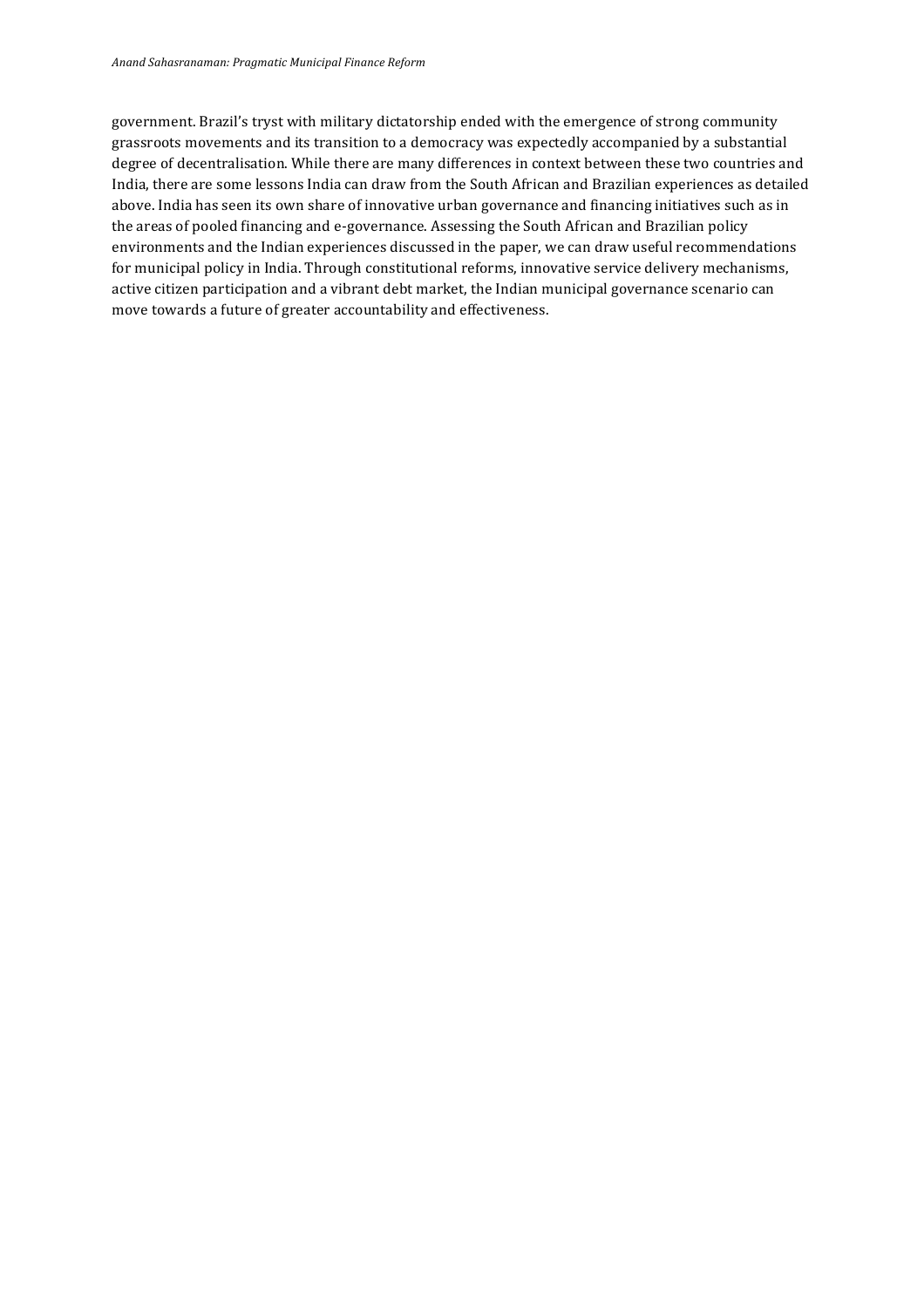government. Brazil's tryst with military dictatorship ended with the emergence of strong community grassroots movements and its transition to a democracy was expectedly accompanied by a substantial degree of decentralisation. While there are many differences in context between these two countries and India, there are some lessons India can draw from the South African and Brazilian experiences as detailed above. India has seen its own share of innovative urban governance and financing initiatives such as in the areas of pooled financing and e-governance. Assessing the South African and Brazilian policy environments and the Indian experiences discussed in the paper, we can draw useful recommendations for municipal policy in India. Through constitutional reforms, innovative service delivery mechanisms, active citizen participation and a vibrant debt market, the Indian municipal governance scenario can move towards a future of greater accountability and effectiveness.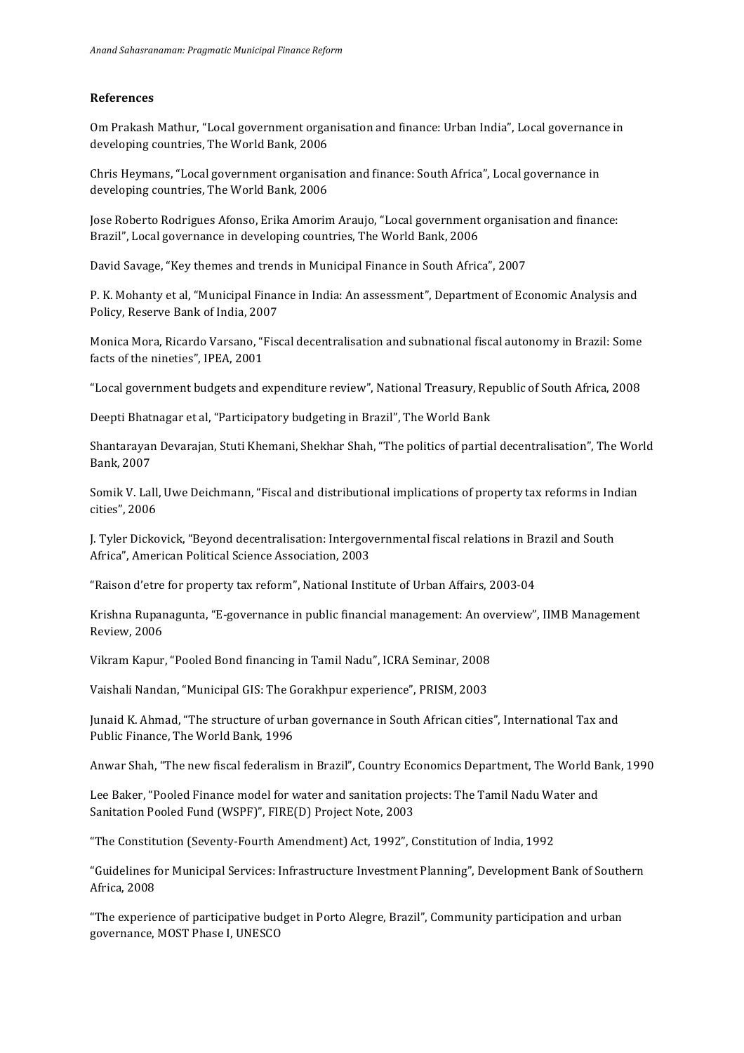**References**

Om Prakash Mathur, "Local government organisation and finance: Urban India", Local governance in developing countries, The World Bank, 2006

Chris Heymans, "Local government organisation and finance: South Africa", Local governance in developing countries, The World Bank, 2006

Jose Roberto Rodrigues Afonso, Erika Amorim Araujo, "Local government organisation and finance: Brazil", Local governance in developing countries, The World Bank, 2006

David Savage, "Key themes and trends in Municipal Finance in South Africa", 2007

P. K. Mohanty et al, "Municipal Finance in India: An assessment", Department of Economic Analysis and Policy, Reserve Bank of India, 2007

Monica Mora, Ricardo Varsano, "Fiscal decentralisation and subnational fiscal autonomy in Brazil: Some facts of the nineties", IPEA, 2001

"Local government budgets and expenditure review", National Treasury, Republic of South Africa, 2008

Deepti Bhatnagar et al, "Participatory budgeting in Brazil", The World Bank

Shantarayan Devarajan, Stuti Khemani, Shekhar Shah, "The politics of partial decentralisation", The World Bank, 2007

Somik V. Lall, Uwe Deichmann, "Fiscal and distributional implications of property tax reforms in Indian cities", 2006

J. Tyler Dickovick, "Beyond decentralisation: Intergovernmental fiscal relations in Brazil and South Africa", American Political Science Association, 2003

"Raison d'etre for property tax reform", National Institute of Urban Affairs, 2003-04

Krishna Rupanagunta, "E-governance in public financial management: An overview", IIMB Management Review, 2006

Vikram Kapur, "Pooled Bond financing in Tamil Nadu", ICRA Seminar, 2008

Vaishali Nandan, "Municipal GIS: The Gorakhpur experience", PRISM, 2003

Junaid K. Ahmad, "The structure of urban governance in South African cities", International Tax and Public Finance, The World Bank, 1996

Anwar Shah, "The new fiscal federalism in Brazil", Country Economics Department, The World Bank, 1990

Lee Baker, "Pooled Finance model for water and sanitation projects: The Tamil Nadu Water and Sanitation Pooled Fund (WSPF)", FIRE(D) Project Note, 2003

"The Constitution (Seventy-Fourth Amendment) Act, 1992", Constitution of India, 1992

"Guidelines for Municipal Services: Infrastructure Investment Planning", Development Bank of Southern Africa, 2008

"The experience of participative budget in Porto Alegre, Brazil", Community participation and urban governance, MOST Phase I, UNESCO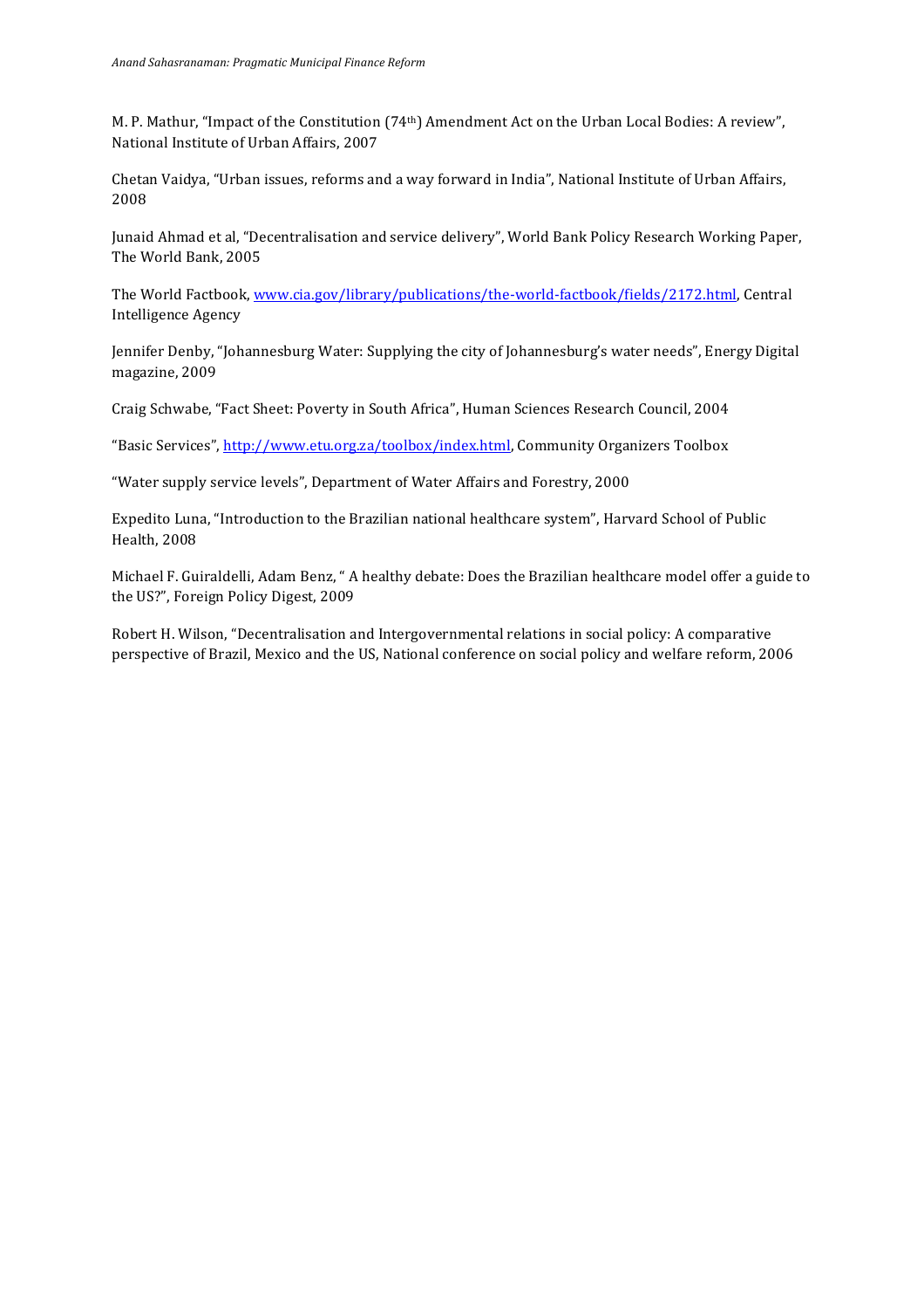M. P. Mathur, "Impact of the Constitution (74th) Amendment Act on the Urban Local Bodies: A review", National Institute of Urban Affairs, 2007

Chetan Vaidya, "Urban issues, reforms and a way forward in India", National Institute of Urban Affairs, 2008

Junaid Ahmad et al, "Decentralisation and service delivery", World Bank Policy Research Working Paper, The World Bank, 2005

The World Factbook, www.cia.gov/library/publications/the-world-factbook/fields/2172.html, Central Intelligence Agency

Jennifer Denby, "Johannesburg Water: Supplying the city of Johannesburg's water needs", Energy Digital magazine, 2009

Craig Schwabe, "Fact Sheet: Poverty in South Africa", Human Sciences Research Council, 2004

"Basic Services", http://www.etu.org.za/toolbox/index.html, Community Organizers Toolbox

"Water supply service levels", Department of Water Affairs and Forestry, 2000

Expedito Luna, "Introduction to the Brazilian national healthcare system", Harvard School of Public Health, 2008

Michael F. Guiraldelli, Adam Benz, " A healthy debate: Does the Brazilian healthcare model offer a guide to the US?", Foreign Policy Digest, 2009

Robert H. Wilson, "Decentralisation and Intergovernmental relations in social policy: A comparative perspective of Brazil, Mexico and the US, National conference on social policy and welfare reform, 2006